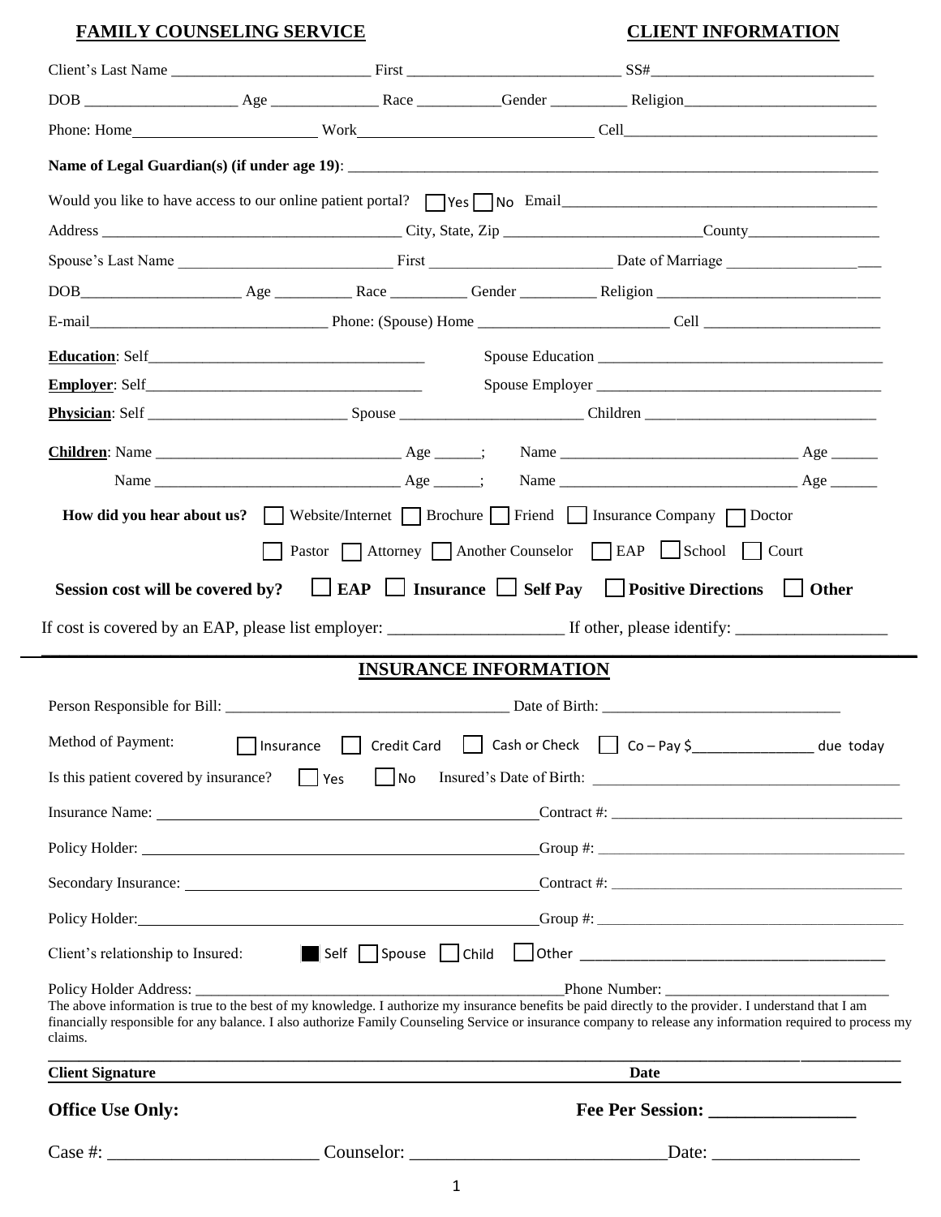**FAMILY COUNSELING SERVICE** **CLIENT INFORMATION**

Client's Last Name __________________________ First ____________________________ SS#_____________________________

DOB ____________________ Age ______________ Race ___________Gender __________ Religion_________________________

Phone: Home________________________ Work______________________________ Cell_________________________________

**Name of Legal Guardian(s) (if under age 19)**: ___________________________________________________________________________

Would you like to have access to our online patient portal? ☐ Yes ☐ No Email___________________________________________

Address ______________________________________ City, State, Zip _________________________County_________________

Spouse's Last Name ____________________________ First ________________________ Date of Marriage ____________________

DOB______________________ Age __________ Race __________ Gender __________ Religion ______________________________

E-mail_______________________________ Phone: (Spouse) Home _________________________ Cell ________________________

**Education**: Self_____________________________________ Spouse Education ______________________________________

**Employer**: Self____________________________________ Spouse Employer ______________________________________

**Physician**: Self __________________________ Spouse ________________________ Children _______________________________

**Children**: Name ________________________________ Age ______; Name _______________________________ Age ______

Name ________________________________ Age ______; Name _______________________________ Age ______

**How did you hear about us?** ☐ Website/Internet ☐ Brochure ☐ Friend ☐ Insurance Company ☐ Doctor

☐ Pastor ☐ Attorney ☐ Another Counselor ☐ EAP ☐ School ☐ Court

**Session cost will be covered by?** ☐ **EAP** ☐ **Insurance** ☐ **Self Pay** ☐ **Positive Directions** ☐ **Other**

If cost is covered by an EAP, please list employer: ____________________ If other, please identify: __________________

## INSURANCE INFORMATION

Person Responsible for Bill: _____________________________________ Date of Birth: _______________________________

Method of Payment: ☐ Insurance ☐ Credit Card ☐ Cash or Check ☐ Co – Pay $________________ due today

Is this patient covered by insurance? ☐ Yes ☐ No Insured's Date of Birth: ________________________________________

Insurance Name: __________________________________________________Contract #: ______________________________________

Policy Holder: ____________________________________________________Group #: ________________________________________

Secondary Insurance: ______________________________________________Contract #: ______________________________________

Policy Holder:_____________________________________________________Group #: ________________________________________

Client's relationship to Insured: ■ Self ☐ Spouse ☐ Child ☐ Other ______________________________________

Policy Holder Address: ____________________________________________________Phone Number: _____________________________

The above information is true to the best of my knowledge. I authorize my insurance benefits be paid directly to the provider. I understand that I am financially responsible for any balance. I also authorize Family Counseling Service or insurance company to release any information required to process my claims.

_______________________________________________________________________________________________________

**Client Signature** **Date**

**Office Use Only:** **Fee Per Session: ________________**

Case #: ________________________ Counselor: ____________________________Date: ________________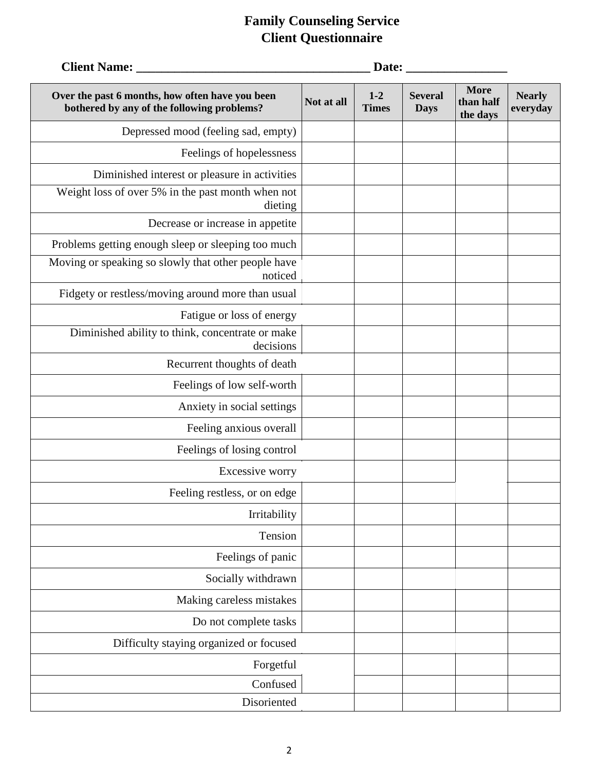# Family Counseling Service
## Client Questionnaire

**Client Name: ___________________________________ Date: _______________**

| Over the past 6 months, how often have you been bothered by any of the following problems? | Not at all | 1-2 Times | Several Days | More than half the days | Nearly everyday |
|---|---|---|---|---|---|
| Depressed mood (feeling sad, empty) | | | | | |
| Feelings of hopelessness | | | | | |
| Diminished interest or pleasure in activities | | | | | |
| Weight loss of over 5% in the past month when not dieting | | | | | |
| Decrease or increase in appetite | | | | | |
| Problems getting enough sleep or sleeping too much | | | | | |
| Moving or speaking so slowly that other people have noticed | | | | | |
| Fidgety or restless/moving around more than usual | | | | | |
| Fatigue or loss of energy | | | | | |
| Diminished ability to think, concentrate or make decisions | | | | | |
| Recurrent thoughts of death | | | | | |
| Feelings of low self-worth | | | | | |
| Anxiety in social settings | | | | | |
| Feeling anxious overall | | | | | |
| Feelings of losing control | | | | | |
| Excessive worry | | | | | |
| Feeling restless, or on edge | | | | | |
| Irritability | | | | | |
| Tension | | | | | |
| Feelings of panic | | | | | |
| Socially withdrawn | | | | | |
| Making careless mistakes | | | | | |
| Do not complete tasks | | | | | |
| Difficulty staying organized or focused | | | | | |
| Forgetful | | | | | |
| Confused | | | | | |
| Disoriented | | | | | |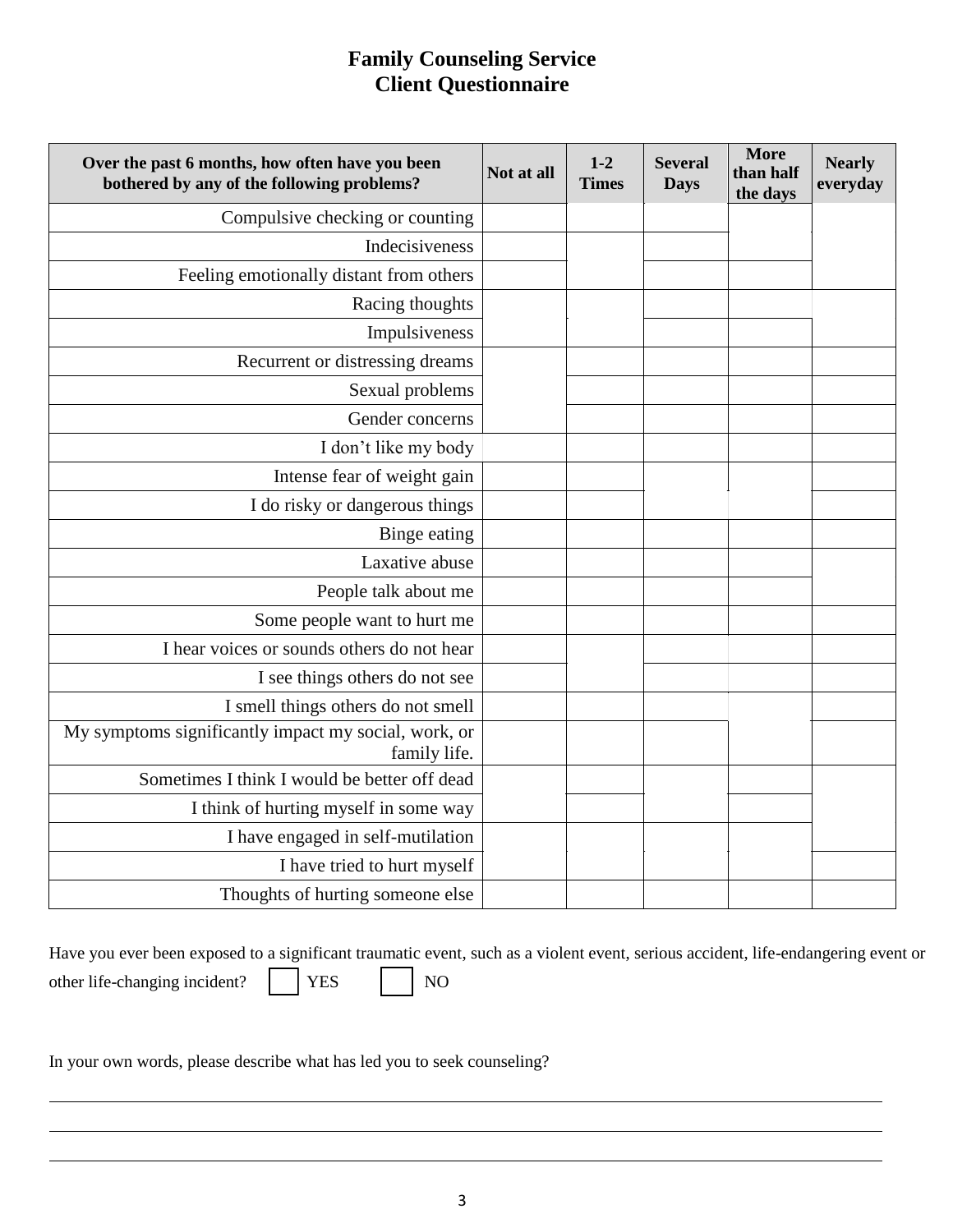# Family Counseling Service
## Client Questionnaire

| Over the past 6 months, how often have you been bothered by any of the following problems? | Not at all | 1-2 Times | Several Days | More than half the days | Nearly everyday |
|---|---|---|---|---|---|
| Compulsive checking or counting | | | | | |
| Indecisiveness | | | | | |
| Feeling emotionally distant from others | | | | | |
| Racing thoughts | | | | | |
| Impulsiveness | | | | | |
| Recurrent or distressing dreams | | | | | |
| Sexual problems | | | | | |
| Gender concerns | | | | | |
| I don't like my body | | | | | |
| Intense fear of weight gain | | | | | |
| I do risky or dangerous things | | | | | |
| Binge eating | | | | | |
| Laxative abuse | | | | | |
| People talk about me | | | | | |
| Some people want to hurt me | | | | | |
| I hear voices or sounds others do not hear | | | | | |
| I see things others do not see | | | | | |
| I smell things others do not smell | | | | | |
| My symptoms significantly impact my social, work, or family life. | | | | | |
| Sometimes I think I would be better off dead | | | | | |
| I think of hurting myself in some way | | | | | |
| I have engaged in self-mutilation | | | | | |
| I have tried to hurt myself | | | | | |
| Thoughts of hurting someone else | | | | | |

Have you ever been exposed to a significant traumatic event, such as a violent event, serious accident, life-endangering event or other life-changing incident? ☐ YES ☐ NO

In your own words, please describe what has led you to seek counseling?

\_\_\_\_\_\_\_\_\_\_\_\_\_\_\_\_\_\_\_\_\_\_\_\_\_\_\_\_\_\_\_\_\_\_\_\_\_\_\_\_\_\_\_\_\_\_\_\_\_\_\_\_\_\_\_\_\_\_\_\_

\_\_\_\_\_\_\_\_\_\_\_\_\_\_\_\_\_\_\_\_\_\_\_\_\_\_\_\_\_\_\_\_\_\_\_\_\_\_\_\_\_\_\_\_\_\_\_\_\_\_\_\_\_\_\_\_\_\_\_\_

\_\_\_\_\_\_\_\_\_\_\_\_\_\_\_\_\_\_\_\_\_\_\_\_\_\_\_\_\_\_\_\_\_\_\_\_\_\_\_\_\_\_\_\_\_\_\_\_\_\_\_\_\_\_\_\_\_\_\_\_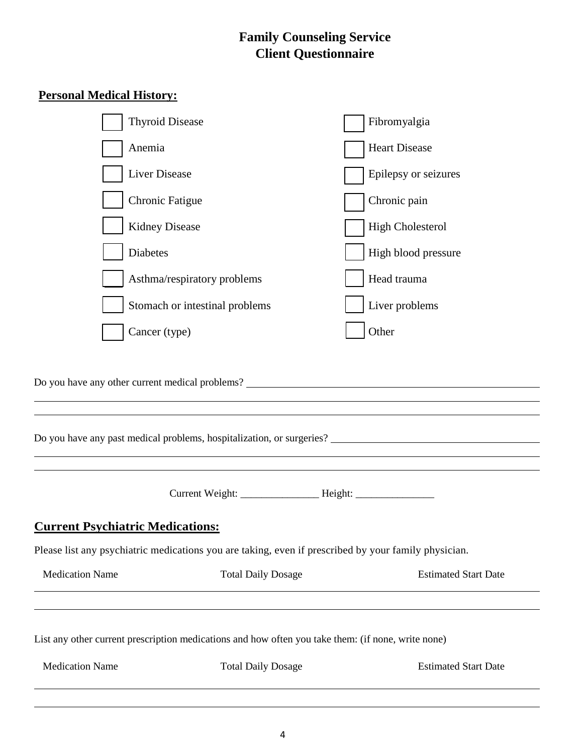# Family Counseling Service
# Client Questionnaire

## Personal Medical History:

- [ ] Thyroid Disease
- [ ] Anemia
- [ ] Liver Disease
- [ ] Chronic Fatigue
- [ ] Kidney Disease
- [ ] Diabetes
- [ ] Asthma/respiratory problems
- [ ] Stomach or intestinal problems
- [ ] Cancer (type)
- [ ] Fibromyalgia
- [ ] Heart Disease
- [ ] Epilepsy or seizures
- [ ] Chronic pain
- [ ] High Cholesterol
- [ ] High blood pressure
- [ ] Head trauma
- [ ] Liver problems
- [ ] Other

Do you have any other current medical problems? ______________________________________________

______________________________________________________________________________

______________________________________________________________________________

Do you have any past medical problems, hospitalization, or surgeries? ______________________________

______________________________________________________________________________

______________________________________________________________________________

Current Weight: _______________ Height: _______________

## Current Psychiatric Medications:

Please list any psychiatric medications you are taking, even if prescribed by your family physician.

| Medication Name | Total Daily Dosage | Estimated Start Date |
|---|---|---|
| | | |
| | | |

List any other current prescription medications and how often you take them: (if none, write none)

| Medication Name | Total Daily Dosage | Estimated Start Date |
|---|---|---|
| | | |
| | | |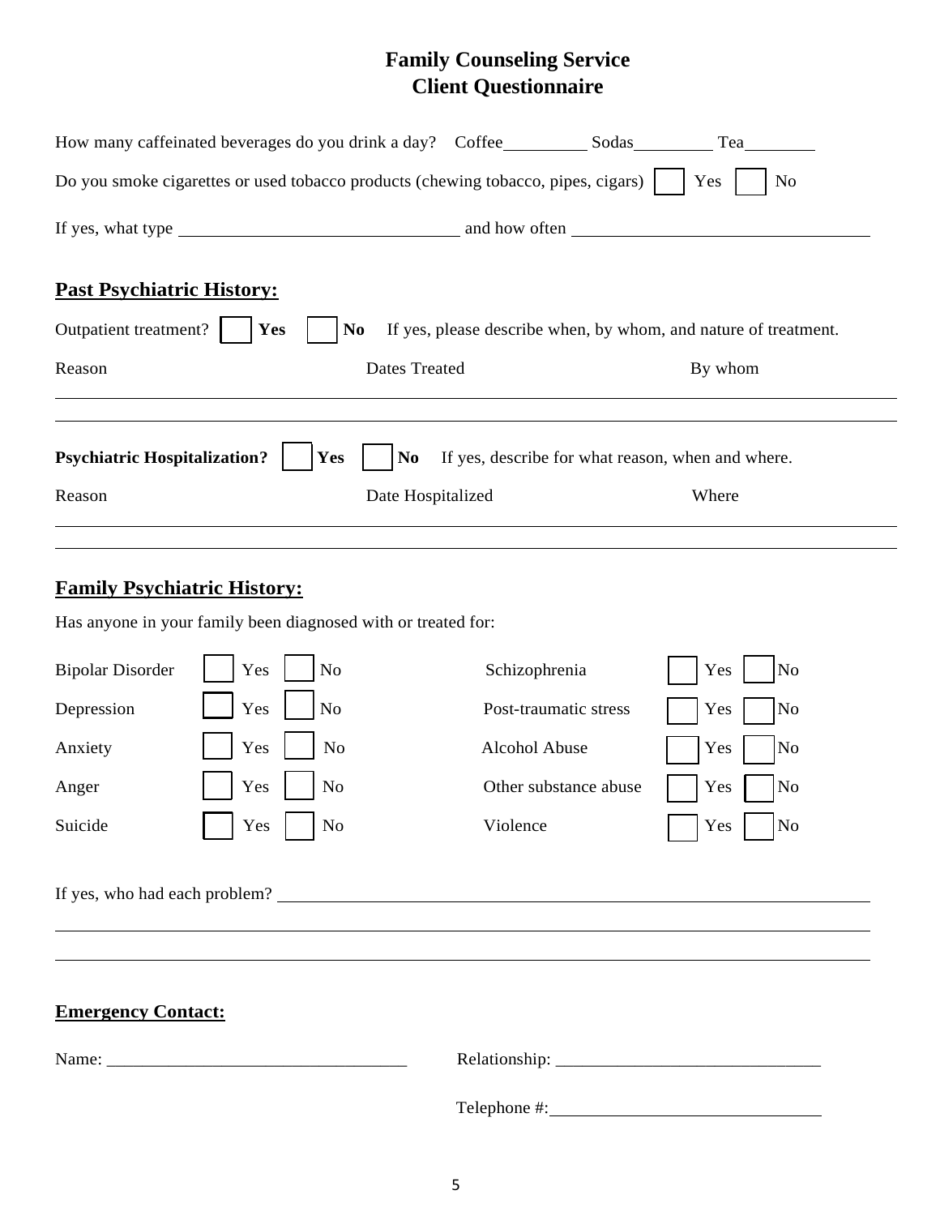# Family Counseling Service
# Client Questionnaire

How many caffeinated beverages do you drink a day? Coffee__________ Sodas__________ Tea_________

Do you smoke cigarettes or used tobacco products (chewing tobacco, pipes, cigars) ☐ Yes ☐ No

If yes, what type ________________________________ and how often ___________________________________

## Past Psychiatric History:

Outpatient treatment? ☐ **Yes** ☐ **No** If yes, please describe when, by whom, and nature of treatment.

| Reason | Dates Treated | By whom |
|---|---|---|
| | | |
| | | |

**Psychiatric Hospitalization?** ☐ **Yes** ☐ **No** If yes, describe for what reason, when and where.

| Reason | Date Hospitalized | Where |
|---|---|---|
| | | |
| | | |

## Family Psychiatric History:

Has anyone in your family been diagnosed with or treated for:

| | | | | | |
|---|---|---|---|---|---|
| Bipolar Disorder | ☐ Yes | ☐ No | Schizophrenia | ☐ Yes | ☐ No |
| Depression | ☐ Yes | ☐ No | Post-traumatic stress | ☐ Yes | ☐ No |
| Anxiety | ☐ Yes | ☐ No | Alcohol Abuse | ☐ Yes | ☐ No |
| Anger | ☐ Yes | ☐ No | Other substance abuse | ☐ Yes | ☐ No |
| Suicide | ☐ Yes | ☐ No | Violence | ☐ Yes | ☐ No |

If yes, who had each problem? ___________________________________________________________________

_____________________________________________________________________________________________

_____________________________________________________________________________________________

## Emergency Contact:

Name: __________________________________ Relationship: ______________________________

Telephone #:_______________________________